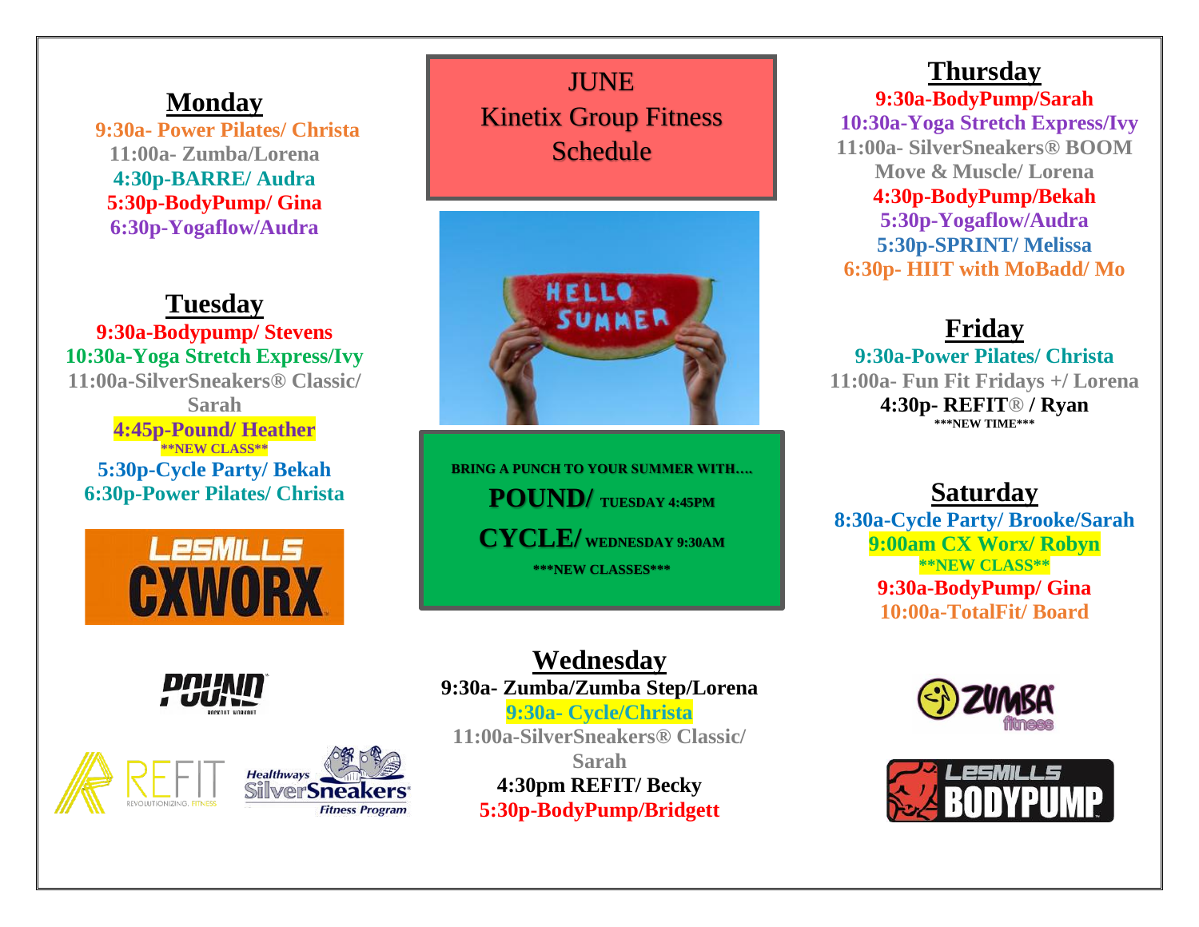# JUNE
# Kinetix Group Fitness Schedule

## Monday

**9:30a- Power Pilates/ Christa**
**11:00a- Zumba/Lorena**
**4:30p-BARRE/ Audra**
**5:30p-BodyPump/ Gina**
**6:30p-Yogaflow/Audra**

## Tuesday

**9:30a-Bodypump/ Stevens**
**10:30a-Yoga Stretch Express/Ivy**
**11:00a-SilverSneakers® Classic/ Sarah**
**4:45p-Pound/ Heather**
**\*\*NEW CLASS\*\***
**5:30p-Cycle Party/ Bekah**
**6:30p-Power Pilates/ Christa**

## Wednesday

**9:30a- Zumba/Zumba Step/Lorena**
**9:30a- Cycle/Christa**
**11:00a-SilverSneakers® Classic/ Sarah**
**4:30pm REFIT/ Becky**
**5:30p-BodyPump/Bridgett**

**BRING A PUNCH TO YOUR SUMMER WITH….**

**POUND/ TUESDAY 4:45PM**

**CYCLE/ WEDNESDAY 9:30AM**

**\*\*\*NEW CLASSES\*\*\***

## Thursday

**9:30a-BodyPump/Sarah**
**10:30a-Yoga Stretch Express/Ivy**
**11:00a- SilverSneakers® BOOM Move & Muscle/ Lorena**
**4:30p-BodyPump/Bekah**
**5:30p-Yogaflow/Audra**
**5:30p-SPRINT/ Melissa**
**6:30p- HIIT with MoBadd/ Mo**

## Friday

**9:30a-Power Pilates/ Christa**
**11:00a- Fun Fit Fridays +/ Lorena**
**4:30p- REFIT® / Ryan**
**\*\*\*NEW TIME\*\*\***

## Saturday

**8:30a-Cycle Party/ Brooke/Sarah**
**9:00am CX Worx/ Robyn**
**\*\*NEW CLASS\*\***
**9:30a-BodyPump/ Gina**
**10:00a-TotalFit/ Board**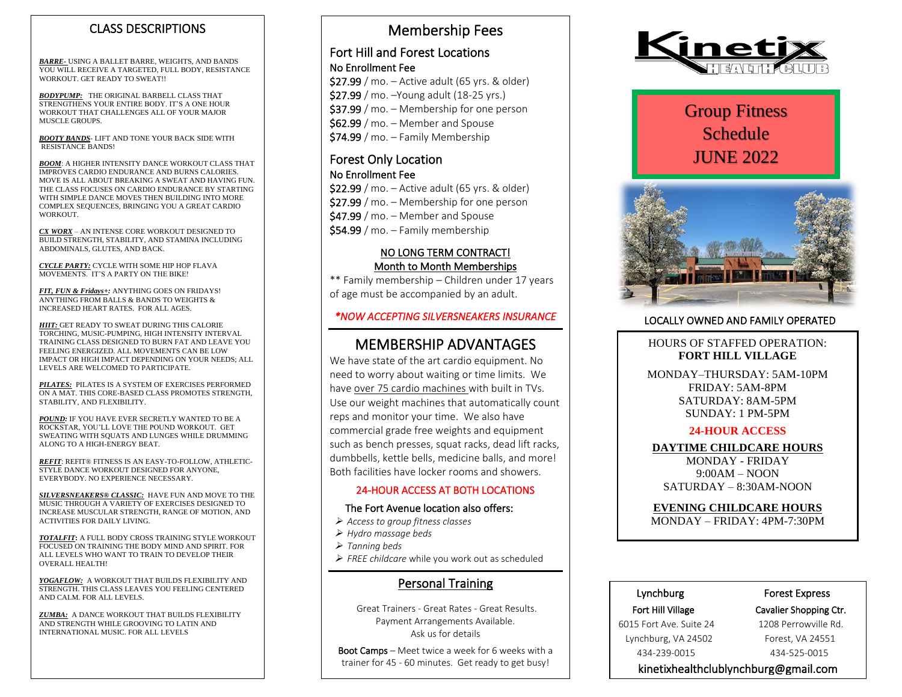## CLASS DESCRIPTIONS

***BARRE-*** USING A BALLET BARRE, WEIGHTS, AND BANDS YOU WILL RECEIVE A TARGETED, FULL BODY, RESISTANCE WORKOUT. GET READY TO SWEAT!!

***BODYPUMP:*** THE ORIGINAL BARBELL CLASS THAT STRENGTHENS YOUR ENTIRE BODY. IT'S A ONE HOUR WORKOUT THAT CHALLENGES ALL OF YOUR MAJOR MUSCLE GROUPS.

***BOOTY BANDS-*** LIFT AND TONE YOUR BACK SIDE WITH RESISTANCE BANDS!

***BOOM***: A HIGHER INTENSITY DANCE WORKOUT CLASS THAT IMPROVES CARDIO ENDURANCE AND BURNS CALORIES. MOVE IS ALL ABOUT BREAKING A SWEAT AND HAVING FUN. THE CLASS FOCUSES ON CARDIO ENDURANCE BY STARTING WITH SIMPLE DANCE MOVES THEN BUILDING INTO MORE COMPLEX SEQUENCES, BRINGING YOU A GREAT CARDIO WORKOUT.

***CX WORX*** – AN INTENSE CORE WORKOUT DESIGNED TO BUILD STRENGTH, STABILITY, AND STAMINA INCLUDING ABDOMINALS, GLUTES, AND BACK.

***CYCLE PARTY:*** CYCLE WITH SOME HIP HOP FLAVA MOVEMENTS. IT'S A PARTY ON THE BIKE!

***FIT, FUN & Fridays+:*** ANYTHING GOES ON FRIDAYS! ANYTHING FROM BALLS & BANDS TO WEIGHTS & INCREASED HEART RATES. FOR ALL AGES.

***HIIT:*** GET READY TO SWEAT DURING THIS CALORIE TORCHING, MUSIC-PUMPING, HIGH INTENSITY INTERVAL TRAINING CLASS DESIGNED TO BURN FAT AND LEAVE YOU FEELING ENERGIZED. ALL MOVEMENTS CAN BE LOW IMPACT OR HIGH IMPACT DEPENDING ON YOUR NEEDS; ALL LEVELS ARE WELCOMED TO PARTICIPATE.

***PILATES:*** PILATES IS A SYSTEM OF EXERCISES PERFORMED ON A MAT. THIS CORE-BASED CLASS PROMOTES STRENGTH, STABILITY, AND FLEXIBILITY.

***POUND:*** IF YOU HAVE EVER SECRETLY WANTED TO BE A ROCKSTAR, YOU'LL LOVE THE POUND WORKOUT. GET SWEATING WITH SQUATS AND LUNGES WHILE DRUMMING ALONG TO A HIGH-ENERGY BEAT.

***REFIT***: REFIT® FITNESS IS AN EASY-TO-FOLLOW, ATHLETIC-STYLE DANCE WORKOUT DESIGNED FOR ANYONE, EVERYBODY. NO EXPERIENCE NECESSARY.

***SILVERSNEAKERS® CLASSIC:*** HAVE FUN AND MOVE TO THE MUSIC THROUGH A VARIETY OF EXERCISES DESIGNED TO INCREASE MUSCULAR STRENGTH, RANGE OF MOTION, AND ACTIVITIES FOR DAILY LIVING.

***TOTALFIT:*** A FULL BODY CROSS TRAINING STYLE WORKOUT FOCUSED ON TRAINING THE BODY MIND AND SPIRIT. FOR ALL LEVELS WHO WANT TO TRAIN TO DEVELOP THEIR OVERALL HEALTH!

***YOGAFLOW:*** A WORKOUT THAT BUILDS FLEXIBILITY AND STRENGTH. THIS CLASS LEAVES YOU FEELING CENTERED AND CALM. FOR ALL LEVELS.

***ZUMBA:*** A DANCE WORKOUT THAT BUILDS FLEXIBILITY AND STRENGTH WHILE GROOVING TO LATIN AND INTERNATIONAL MUSIC. FOR ALL LEVELS

## Membership Fees

### Fort Hill and Forest Locations

No Enrollment Fee

$27.99 / mo. – Active adult (65 yrs. & older)
$27.99 / mo. –Young adult (18-25 yrs.)
$37.99 / mo. – Membership for one person
$62.99 / mo. – Member and Spouse
$74.99 / mo. – Family Membership

### Forest Only Location

No Enrollment Fee

$22.99 / mo. – Active adult (65 yrs. & older)
$27.99 / mo. – Membership for one person
$47.99 / mo. – Member and Spouse
$54.99 / mo. – Family membership

NO LONG TERM CONTRACT!
Month to Month Memberships

** Family membership – Children under 17 years of age must be accompanied by an adult.

*\*NOW ACCEPTING SILVERSNEAKERS INSURANCE*

## MEMBERSHIP ADVANTAGES

We have state of the art cardio equipment. No need to worry about waiting or time limits. We have over 75 cardio machines with built in TVs. Use our weight machines that automatically count reps and monitor your time. We also have commercial grade free weights and equipment such as bench presses, squat racks, dead lift racks, dumbbells, kettle bells, medicine balls, and more! Both facilities have locker rooms and showers.

**24-HOUR ACCESS AT BOTH LOCATIONS**

The Fort Avenue location also offers:

- *Access to group fitness classes*
- *Hydro massage beds*
- *Tanning beds*
- *FREE childcare* while you work out as scheduled

## Personal Training

Great Trainers - Great Rates - Great Results.
Payment Arrangements Available.
Ask us for details

**Boot Camps** – Meet twice a week for 6 weeks with a trainer for 45 - 60 minutes. Get ready to get busy!

Kinetix HEALTH CLUB

# Group Fitness Schedule JUNE 2022

LOCALLY OWNED AND FAMILY OPERATED

HOURS OF STAFFED OPERATION:
**FORT HILL VILLAGE**

MONDAY–THURSDAY: 5AM-10PM
FRIDAY: 5AM-8PM
SATURDAY: 8AM-5PM
SUNDAY: 1 PM-5PM

**24-HOUR ACCESS**

**DAYTIME CHILDCARE HOURS**
MONDAY - FRIDAY
9:00AM – NOON
SATURDAY – 8:30AM-NOON

**EVENING CHILDCARE HOURS**
MONDAY – FRIDAY: 4PM-7:30PM

| Lynchburg | Forest Express |
|---|---|
| Fort Hill Village | Cavalier Shopping Ctr. |
| 6015 Fort Ave. Suite 24 | 1208 Perrowville Rd. |
| Lynchburg, VA 24502 | Forest, VA 24551 |
| 434-239-0015 | 434-525-0015 |

kinetixhealthclublynchburg@gmail.com